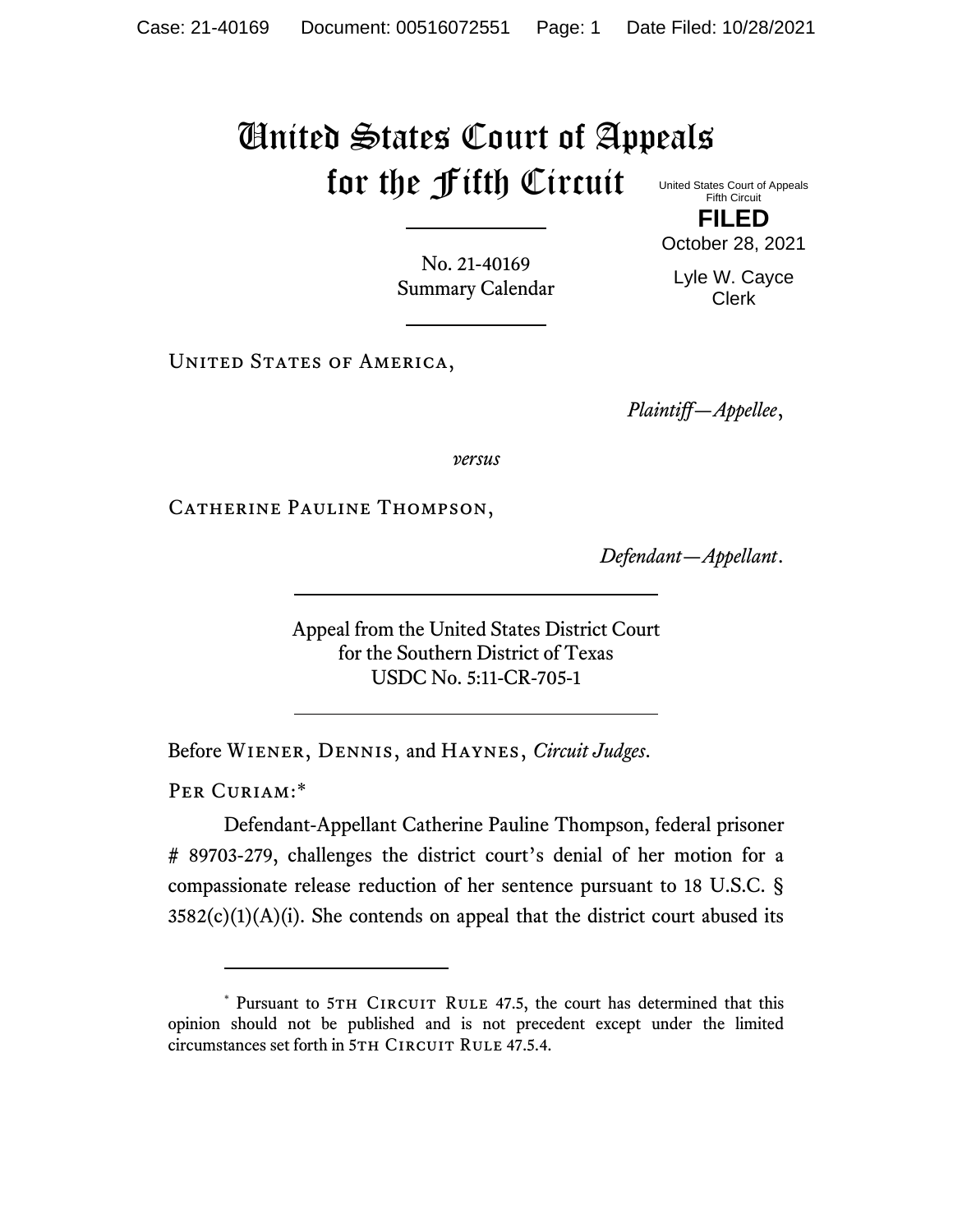# United States Court of Appeals for the Fifth Circuit

United States Court of Appeals
Fifth Circuit

**FILED**

October 28, 2021

Lyle W. Cayce
Clerk

---

No. 21-40169
Summary Calendar

---

United States of America,

*Plaintiff—Appellee*,

*versus*

Catherine Pauline Thompson,

*Defendant—Appellant*.

---

Appeal from the United States District Court
for the Southern District of Texas
USDC No. 5:11-CR-705-1

---

Before Wiener, Dennis, and Haynes, *Circuit Judges*.

Per Curiam:*

Defendant-Appellant Catherine Pauline Thompson, federal prisoner # 89703-279, challenges the district court's denial of her motion for a compassionate release reduction of her sentence pursuant to 18 U.S.C. § 3582(c)(1)(A)(i). She contends on appeal that the district court abused its

---

\* Pursuant to 5th Circuit Rule 47.5, the court has determined that this opinion should not be published and is not precedent except under the limited circumstances set forth in 5th Circuit Rule 47.5.4.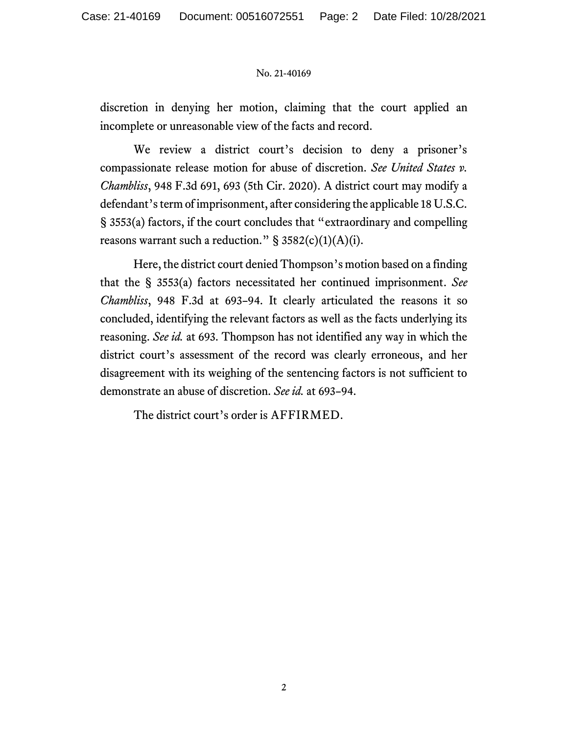discretion in denying her motion, claiming that the court applied an incomplete or unreasonable view of the facts and record.

We review a district court's decision to deny a prisoner's compassionate release motion for abuse of discretion. *See United States v. Chambliss*, 948 F.3d 691, 693 (5th Cir. 2020). A district court may modify a defendant's term of imprisonment, after considering the applicable 18 U.S.C. § 3553(a) factors, if the court concludes that "extraordinary and compelling reasons warrant such a reduction." § 3582(c)(1)(A)(i).

Here, the district court denied Thompson's motion based on a finding that the § 3553(a) factors necessitated her continued imprisonment. *See Chambliss*, 948 F.3d at 693–94. It clearly articulated the reasons it so concluded, identifying the relevant factors as well as the facts underlying its reasoning. *See id.* at 693. Thompson has not identified any way in which the district court's assessment of the record was clearly erroneous, and her disagreement with its weighing of the sentencing factors is not sufficient to demonstrate an abuse of discretion. *See id.* at 693–94.

The district court's order is AFFIRMED.